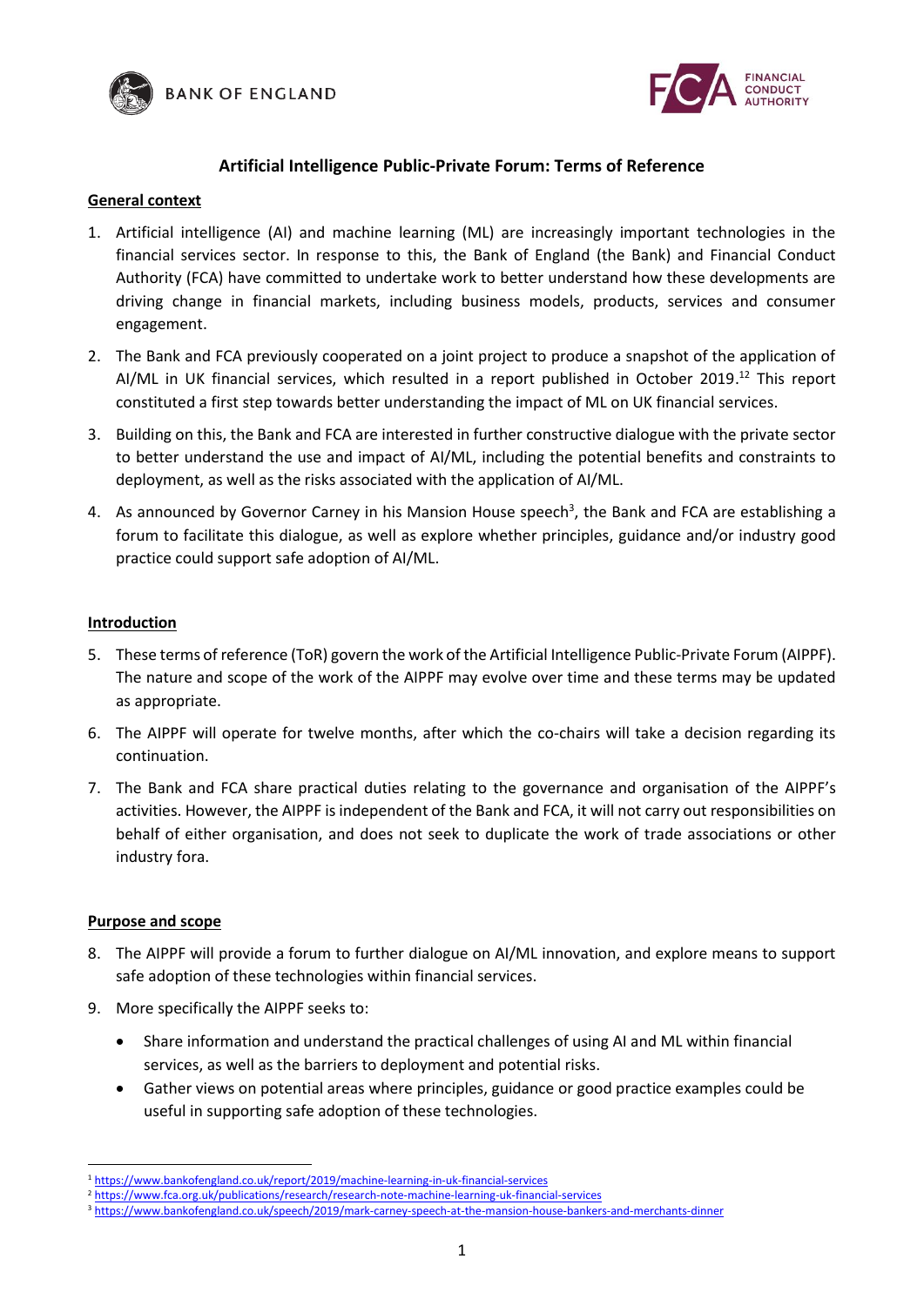BANK OF ENGLAND

FINANCIAL CONDUCT AUTHORITY

# Artificial Intelligence Public-Private Forum: Terms of Reference

## General context

1. Artificial intelligence (AI) and machine learning (ML) are increasingly important technologies in the financial services sector. In response to this, the Bank of England (the Bank) and Financial Conduct Authority (FCA) have committed to undertake work to better understand how these developments are driving change in financial markets, including business models, products, services and consumer engagement.
2. The Bank and FCA previously cooperated on a joint project to produce a snapshot of the application of AI/ML in UK financial services, which resulted in a report published in October 2019.[1][2] This report constituted a first step towards better understanding the impact of ML on UK financial services.
3. Building on this, the Bank and FCA are interested in further constructive dialogue with the private sector to better understand the use and impact of AI/ML, including the potential benefits and constraints to deployment, as well as the risks associated with the application of AI/ML.
4. As announced by Governor Carney in his Mansion House speech[3], the Bank and FCA are establishing a forum to facilitate this dialogue, as well as explore whether principles, guidance and/or industry good practice could support safe adoption of AI/ML.

## Introduction

5. These terms of reference (ToR) govern the work of the Artificial Intelligence Public-Private Forum (AIPPF). The nature and scope of the work of the AIPPF may evolve over time and these terms may be updated as appropriate.
6. The AIPPF will operate for twelve months, after which the co-chairs will take a decision regarding its continuation.
7. The Bank and FCA share practical duties relating to the governance and organisation of the AIPPF's activities. However, the AIPPF is independent of the Bank and FCA, it will not carry out responsibilities on behalf of either organisation, and does not seek to duplicate the work of trade associations or other industry fora.

## Purpose and scope

8. The AIPPF will provide a forum to further dialogue on AI/ML innovation, and explore means to support safe adoption of these technologies within financial services.
9. More specifically the AIPPF seeks to:
   - Share information and understand the practical challenges of using AI and ML within financial services, as well as the barriers to deployment and potential risks.
   - Gather views on potential areas where principles, guidance or good practice examples could be useful in supporting safe adoption of these technologies.

---

[1] https://www.bankofengland.co.uk/report/2019/machine-learning-in-uk-financial-services

[2] https://www.fca.org.uk/publications/research/research-note-machine-learning-uk-financial-services

[3] https://www.bankofengland.co.uk/speech/2019/mark-carney-speech-at-the-mansion-house-bankers-and-merchants-dinner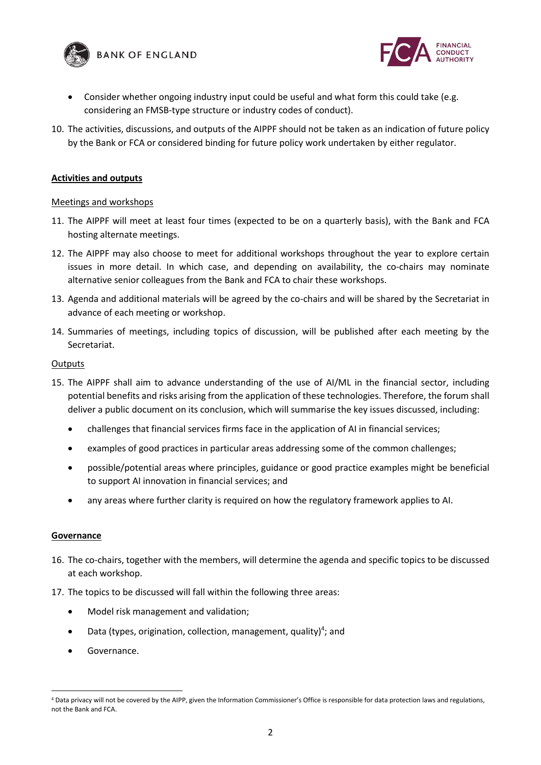- Consider whether ongoing industry input could be useful and what form this could take (e.g. considering an FMSB-type structure or industry codes of conduct).

10. The activities, discussions, and outputs of the AIPPF should not be taken as an indication of future policy by the Bank or FCA or considered binding for future policy work undertaken by either regulator.

## Activities and outputs

### Meetings and workshops

11. The AIPPF will meet at least four times (expected to be on a quarterly basis), with the Bank and FCA hosting alternate meetings.
12. The AIPPF may also choose to meet for additional workshops throughout the year to explore certain issues in more detail. In which case, and depending on availability, the co-chairs may nominate alternative senior colleagues from the Bank and FCA to chair these workshops.
13. Agenda and additional materials will be agreed by the co-chairs and will be shared by the Secretariat in advance of each meeting or workshop.
14. Summaries of meetings, including topics of discussion, will be published after each meeting by the Secretariat.

### Outputs

15. The AIPPF shall aim to advance understanding of the use of AI/ML in the financial sector, including potential benefits and risks arising from the application of these technologies. Therefore, the forum shall deliver a public document on its conclusion, which will summarise the key issues discussed, including:
    - challenges that financial services firms face in the application of AI in financial services;
    - examples of good practices in particular areas addressing some of the common challenges;
    - possible/potential areas where principles, guidance or good practice examples might be beneficial to support AI innovation in financial services; and
    - any areas where further clarity is required on how the regulatory framework applies to AI.

## Governance

16. The co-chairs, together with the members, will determine the agenda and specific topics to be discussed at each workshop.
17. The topics to be discussed will fall within the following three areas:
    - Model risk management and validation;
    - Data (types, origination, collection, management, quality)[4]; and
    - Governance.

[4] Data privacy will not be covered by the AIPP, given the Information Commissioner's Office is responsible for data protection laws and regulations, not the Bank and FCA.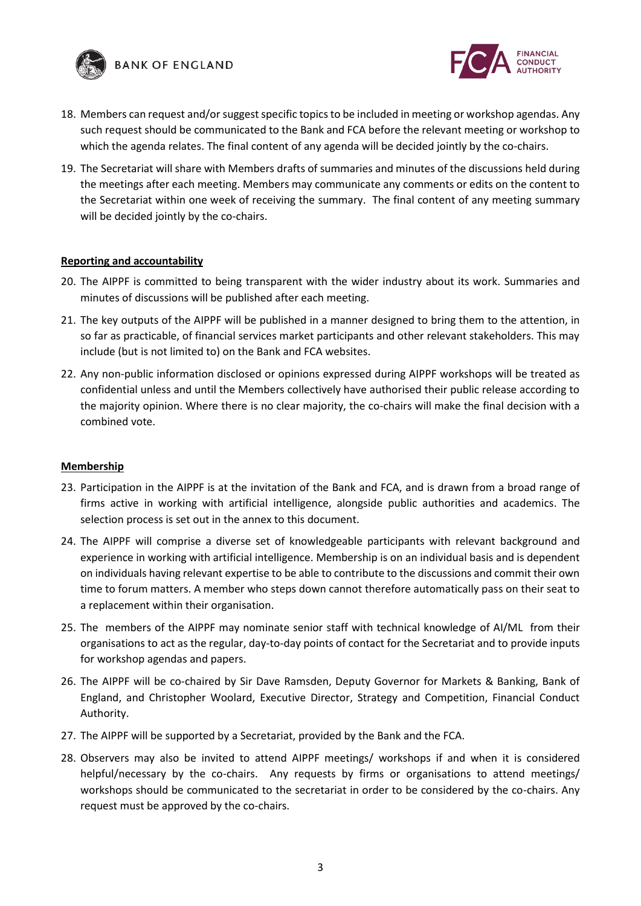18. Members can request and/or suggest specific topics to be included in meeting or workshop agendas. Any such request should be communicated to the Bank and FCA before the relevant meeting or workshop to which the agenda relates. The final content of any agenda will be decided jointly by the co-chairs.

19. The Secretariat will share with Members drafts of summaries and minutes of the discussions held during the meetings after each meeting. Members may communicate any comments or edits on the content to the Secretariat within one week of receiving the summary. The final content of any meeting summary will be decided jointly by the co-chairs.

**Reporting and accountability**

20. The AIPPF is committed to being transparent with the wider industry about its work. Summaries and minutes of discussions will be published after each meeting.

21. The key outputs of the AIPPF will be published in a manner designed to bring them to the attention, in so far as practicable, of financial services market participants and other relevant stakeholders. This may include (but is not limited to) on the Bank and FCA websites.

22. Any non-public information disclosed or opinions expressed during AIPPF workshops will be treated as confidential unless and until the Members collectively have authorised their public release according to the majority opinion. Where there is no clear majority, the co-chairs will make the final decision with a combined vote.

**Membership**

23. Participation in the AIPPF is at the invitation of the Bank and FCA, and is drawn from a broad range of firms active in working with artificial intelligence, alongside public authorities and academics. The selection process is set out in the annex to this document.

24. The AIPPF will comprise a diverse set of knowledgeable participants with relevant background and experience in working with artificial intelligence. Membership is on an individual basis and is dependent on individuals having relevant expertise to be able to contribute to the discussions and commit their own time to forum matters. A member who steps down cannot therefore automatically pass on their seat to a replacement within their organisation.

25. The members of the AIPPF may nominate senior staff with technical knowledge of AI/ML from their organisations to act as the regular, day-to-day points of contact for the Secretariat and to provide inputs for workshop agendas and papers.

26. The AIPPF will be co-chaired by Sir Dave Ramsden, Deputy Governor for Markets & Banking, Bank of England, and Christopher Woolard, Executive Director, Strategy and Competition, Financial Conduct Authority.

27. The AIPPF will be supported by a Secretariat, provided by the Bank and the FCA.

28. Observers may also be invited to attend AIPPF meetings/ workshops if and when it is considered helpful/necessary by the co-chairs. Any requests by firms or organisations to attend meetings/ workshops should be communicated to the secretariat in order to be considered by the co-chairs. Any request must be approved by the co-chairs.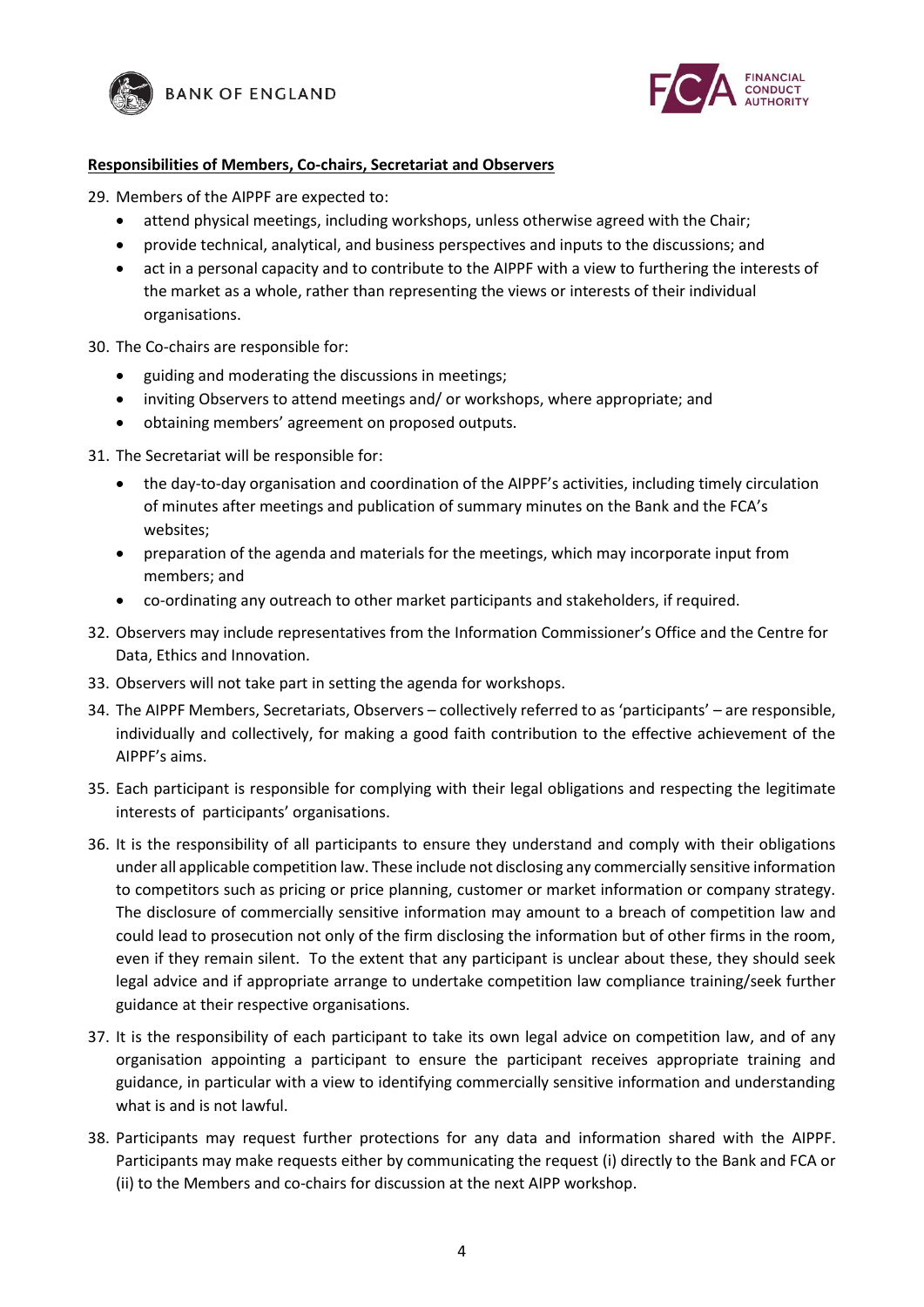**Responsibilities of Members, Co-chairs, Secretariat and Observers**

29. Members of the AIPPF are expected to:
    - attend physical meetings, including workshops, unless otherwise agreed with the Chair;
    - provide technical, analytical, and business perspectives and inputs to the discussions; and
    - act in a personal capacity and to contribute to the AIPPF with a view to furthering the interests of the market as a whole, rather than representing the views or interests of their individual organisations.

30. The Co-chairs are responsible for:
    - guiding and moderating the discussions in meetings;
    - inviting Observers to attend meetings and/ or workshops, where appropriate; and
    - obtaining members' agreement on proposed outputs.

31. The Secretariat will be responsible for:
    - the day-to-day organisation and coordination of the AIPPF's activities, including timely circulation of minutes after meetings and publication of summary minutes on the Bank and the FCA's websites;
    - preparation of the agenda and materials for the meetings, which may incorporate input from members; and
    - co-ordinating any outreach to other market participants and stakeholders, if required.

32. Observers may include representatives from the Information Commissioner's Office and the Centre for Data, Ethics and Innovation.

33. Observers will not take part in setting the agenda for workshops.

34. The AIPPF Members, Secretariats, Observers – collectively referred to as 'participants' – are responsible, individually and collectively, for making a good faith contribution to the effective achievement of the AIPPF's aims.

35. Each participant is responsible for complying with their legal obligations and respecting the legitimate interests of participants' organisations.

36. It is the responsibility of all participants to ensure they understand and comply with their obligations under all applicable competition law. These include not disclosing any commercially sensitive information to competitors such as pricing or price planning, customer or market information or company strategy. The disclosure of commercially sensitive information may amount to a breach of competition law and could lead to prosecution not only of the firm disclosing the information but of other firms in the room, even if they remain silent. To the extent that any participant is unclear about these, they should seek legal advice and if appropriate arrange to undertake competition law compliance training/seek further guidance at their respective organisations.

37. It is the responsibility of each participant to take its own legal advice on competition law, and of any organisation appointing a participant to ensure the participant receives appropriate training and guidance, in particular with a view to identifying commercially sensitive information and understanding what is and is not lawful.

38. Participants may request further protections for any data and information shared with the AIPPF. Participants may make requests either by communicating the request (i) directly to the Bank and FCA or (ii) to the Members and co-chairs for discussion at the next AIPP workshop.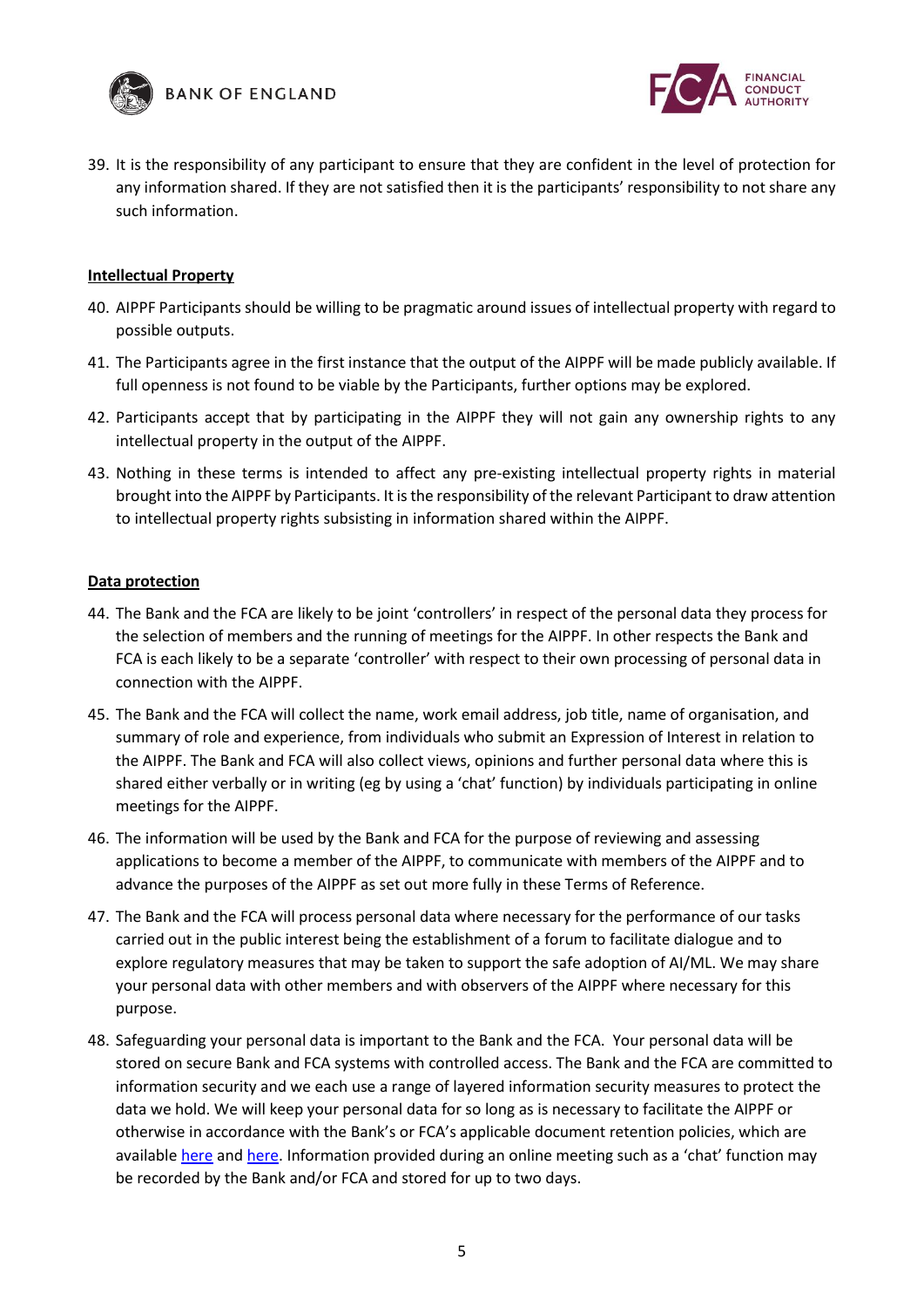39. It is the responsibility of any participant to ensure that they are confident in the level of protection for any information shared. If they are not satisfied then it is the participants' responsibility to not share any such information.

**Intellectual Property**

40. AIPPF Participants should be willing to be pragmatic around issues of intellectual property with regard to possible outputs.
41. The Participants agree in the first instance that the output of the AIPPF will be made publicly available. If full openness is not found to be viable by the Participants, further options may be explored.
42. Participants accept that by participating in the AIPPF they will not gain any ownership rights to any intellectual property in the output of the AIPPF.
43. Nothing in these terms is intended to affect any pre-existing intellectual property rights in material brought into the AIPPF by Participants. It is the responsibility of the relevant Participant to draw attention to intellectual property rights subsisting in information shared within the AIPPF.

**Data protection**

44. The Bank and the FCA are likely to be joint 'controllers' in respect of the personal data they process for the selection of members and the running of meetings for the AIPPF. In other respects the Bank and FCA is each likely to be a separate 'controller' with respect to their own processing of personal data in connection with the AIPPF.
45. The Bank and the FCA will collect the name, work email address, job title, name of organisation, and summary of role and experience, from individuals who submit an Expression of Interest in relation to the AIPPF. The Bank and FCA will also collect views, opinions and further personal data where this is shared either verbally or in writing (eg by using a 'chat' function) by individuals participating in online meetings for the AIPPF.
46. The information will be used by the Bank and FCA for the purpose of reviewing and assessing applications to become a member of the AIPPF, to communicate with members of the AIPPF and to advance the purposes of the AIPPF as set out more fully in these Terms of Reference.
47. The Bank and the FCA will process personal data where necessary for the performance of our tasks carried out in the public interest being the establishment of a forum to facilitate dialogue and to explore regulatory measures that may be taken to support the safe adoption of AI/ML. We may share your personal data with other members and with observers of the AIPPF where necessary for this purpose.
48. Safeguarding your personal data is important to the Bank and the FCA. Your personal data will be stored on secure Bank and FCA systems with controlled access. The Bank and the FCA are committed to information security and we each use a range of layered information security measures to protect the data we hold. We will keep your personal data for so long as is necessary to facilitate the AIPPF or otherwise in accordance with the Bank's or FCA's applicable document retention policies, which are available here and here. Information provided during an online meeting such as a 'chat' function may be recorded by the Bank and/or FCA and stored for up to two days.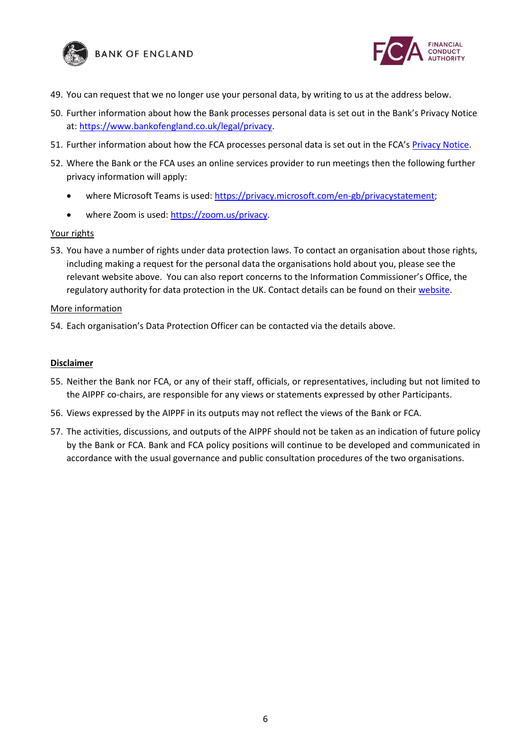49. You can request that we no longer use your personal data, by writing to us at the address below.

50. Further information about how the Bank processes personal data is set out in the Bank's Privacy Notice at: [https://www.bankofengland.co.uk/legal/privacy](https://www.bankofengland.co.uk/legal/privacy).

51. Further information about how the FCA processes personal data is set out in the FCA's Privacy Notice.

52. Where the Bank or the FCA uses an online services provider to run meetings then the following further privacy information will apply:
    - where Microsoft Teams is used: [https://privacy.microsoft.com/en-gb/privacystatement](https://privacy.microsoft.com/en-gb/privacystatement);
    - where Zoom is used: [https://zoom.us/privacy](https://zoom.us/privacy).

Your rights

53. You have a number of rights under data protection laws. To contact an organisation about those rights, including making a request for the personal data the organisations hold about you, please see the relevant website above. You can also report concerns to the Information Commissioner's Office, the regulatory authority for data protection in the UK. Contact details can be found on their website.

More information

54. Each organisation's Data Protection Officer can be contacted via the details above.

**Disclaimer**

55. Neither the Bank nor FCA, or any of their staff, officials, or representatives, including but not limited to the AIPPF co-chairs, are responsible for any views or statements expressed by other Participants.

56. Views expressed by the AIPPF in its outputs may not reflect the views of the Bank or FCA.

57. The activities, discussions, and outputs of the AIPPF should not be taken as an indication of future policy by the Bank or FCA. Bank and FCA policy positions will continue to be developed and communicated in accordance with the usual governance and public consultation procedures of the two organisations.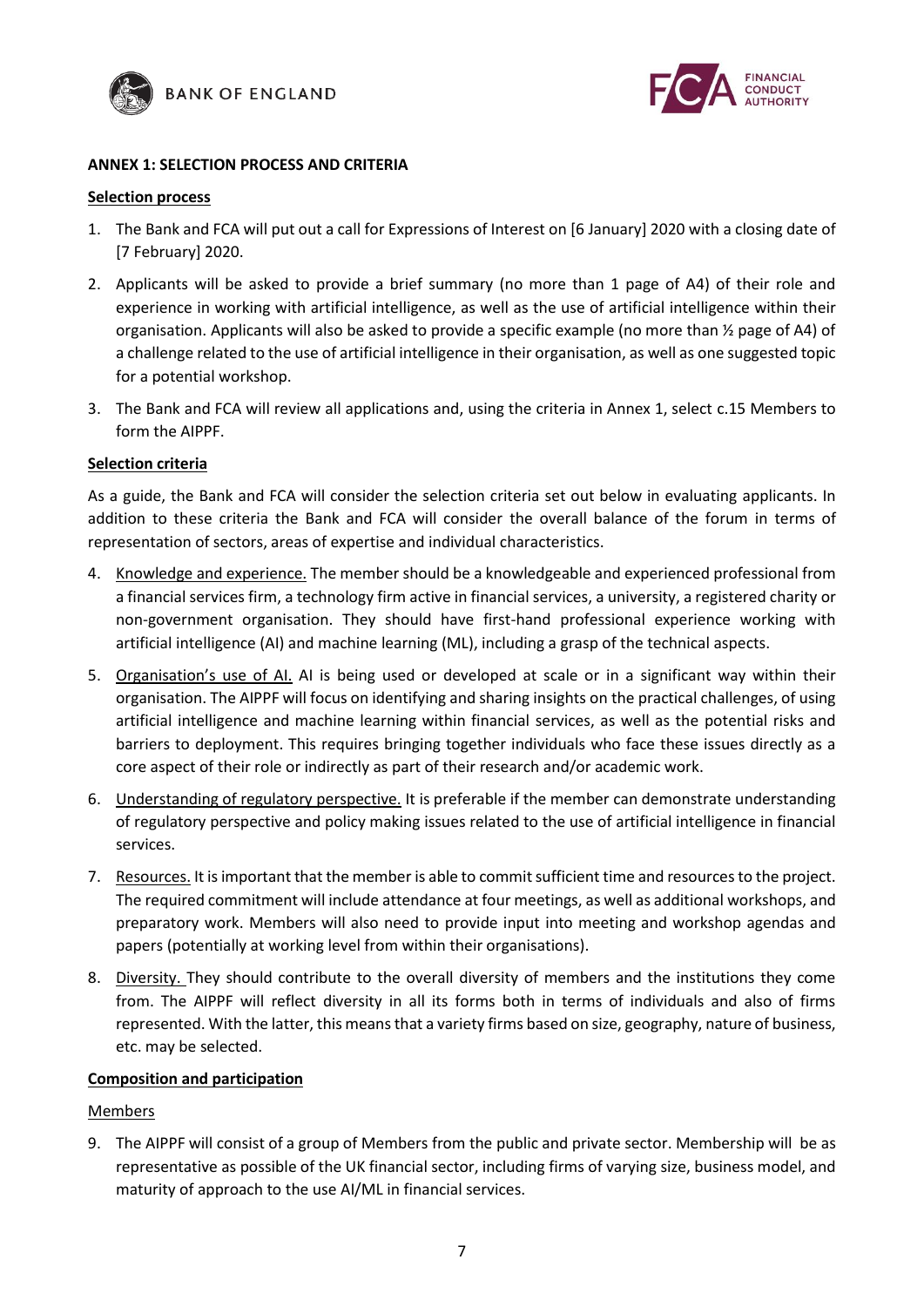**ANNEX 1: SELECTION PROCESS AND CRITERIA**

**Selection process**

1. The Bank and FCA will put out a call for Expressions of Interest on [6 January] 2020 with a closing date of [7 February] 2020.
2. Applicants will be asked to provide a brief summary (no more than 1 page of A4) of their role and experience in working with artificial intelligence, as well as the use of artificial intelligence within their organisation. Applicants will also be asked to provide a specific example (no more than ½ page of A4) of a challenge related to the use of artificial intelligence in their organisation, as well as one suggested topic for a potential workshop.
3. The Bank and FCA will review all applications and, using the criteria in Annex 1, select c.15 Members to form the AIPPF.

**Selection criteria**

As a guide, the Bank and FCA will consider the selection criteria set out below in evaluating applicants. In addition to these criteria the Bank and FCA will consider the overall balance of the forum in terms of representation of sectors, areas of expertise and individual characteristics.

4. Knowledge and experience. The member should be a knowledgeable and experienced professional from a financial services firm, a technology firm active in financial services, a university, a registered charity or non-government organisation. They should have first-hand professional experience working with artificial intelligence (AI) and machine learning (ML), including a grasp of the technical aspects.
5. Organisation's use of AI. AI is being used or developed at scale or in a significant way within their organisation. The AIPPF will focus on identifying and sharing insights on the practical challenges, of using artificial intelligence and machine learning within financial services, as well as the potential risks and barriers to deployment. This requires bringing together individuals who face these issues directly as a core aspect of their role or indirectly as part of their research and/or academic work.
6. Understanding of regulatory perspective. It is preferable if the member can demonstrate understanding of regulatory perspective and policy making issues related to the use of artificial intelligence in financial services.
7. Resources. It is important that the member is able to commit sufficient time and resources to the project. The required commitment will include attendance at four meetings, as well as additional workshops, and preparatory work. Members will also need to provide input into meeting and workshop agendas and papers (potentially at working level from within their organisations).
8. Diversity. They should contribute to the overall diversity of members and the institutions they come from. The AIPPF will reflect diversity in all its forms both in terms of individuals and also of firms represented. With the latter, this means that a variety firms based on size, geography, nature of business, etc. may be selected.

**Composition and participation**

Members

9. The AIPPF will consist of a group of Members from the public and private sector. Membership will be as representative as possible of the UK financial sector, including firms of varying size, business model, and maturity of approach to the use AI/ML in financial services.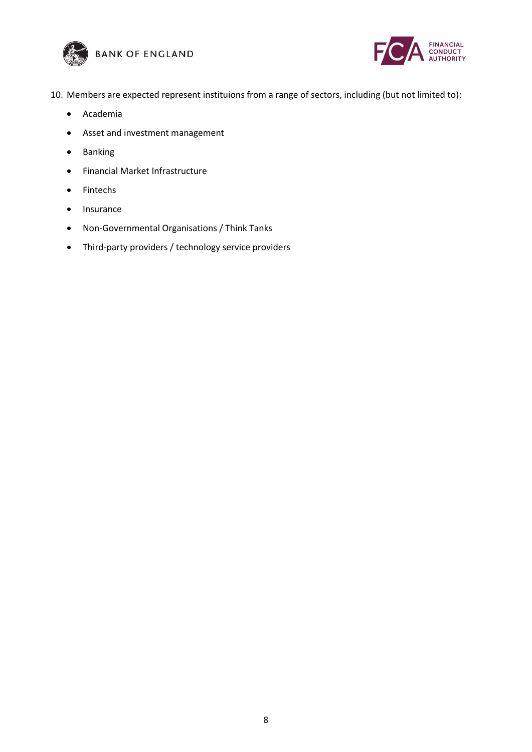10. Members are expected represent instituions from a range of sectors, including (but not limited to):

- Academia
- Asset and investment management
- Banking
- Financial Market Infrastructure
- Fintechs
- Insurance
- Non-Governmental Organisations / Think Tanks
- Third-party providers / technology service providers